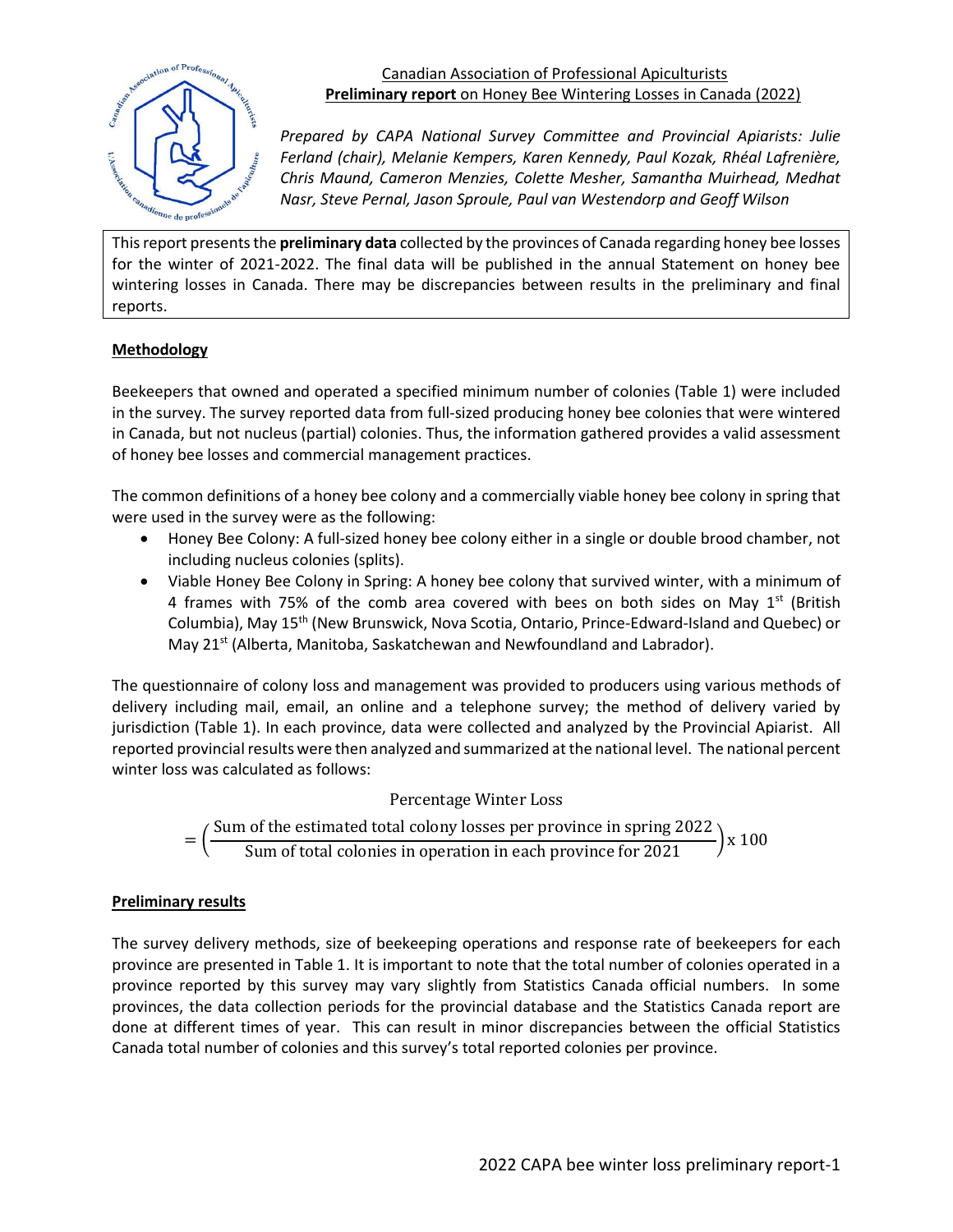Canadian Association of Professional Apiculturists

**Preliminary report** on Honey Bee Wintering Losses in Canada (2022)

*Prepared by CAPA National Survey Committee and Provincial Apiarists: Julie Ferland (chair), Melanie Kempers, Karen Kennedy, Paul Kozak, Rhéal Lafrenière, Chris Maund, Cameron Menzies, Colette Mesher, Samantha Muirhead, Medhat Nasr, Steve Pernal, Jason Sproule, Paul van Westendorp and Geoff Wilson*

This report presents the **preliminary data** collected by the provinces of Canada regarding honey bee losses for the winter of 2021-2022. The final data will be published in the annual Statement on honey bee wintering losses in Canada. There may be discrepancies between results in the preliminary and final reports.

## Methodology

Beekeepers that owned and operated a specified minimum number of colonies (Table 1) were included in the survey. The survey reported data from full-sized producing honey bee colonies that were wintered in Canada, but not nucleus (partial) colonies. Thus, the information gathered provides a valid assessment of honey bee losses and commercial management practices.

The common definitions of a honey bee colony and a commercially viable honey bee colony in spring that were used in the survey were as the following:

- Honey Bee Colony: A full-sized honey bee colony either in a single or double brood chamber, not including nucleus colonies (splits).
- Viable Honey Bee Colony in Spring: A honey bee colony that survived winter, with a minimum of 4 frames with 75% of the comb area covered with bees on both sides on May 1st (British Columbia), May 15th (New Brunswick, Nova Scotia, Ontario, Prince-Edward-Island and Quebec) or May 21st (Alberta, Manitoba, Saskatchewan and Newfoundland and Labrador).

The questionnaire of colony loss and management was provided to producers using various methods of delivery including mail, email, an online and a telephone survey; the method of delivery varied by jurisdiction (Table 1). In each province, data were collected and analyzed by the Provincial Apiarist. All reported provincial results were then analyzed and summarized at the national level. The national percent winter loss was calculated as follows:

$$\text{Percentage Winter Loss} = \left(\frac{\text{Sum of the estimated total colony losses per province in spring 2022}}{\text{Sum of total colonies in operation in each province for 2021}}\right) \times 100$$

## Preliminary results

The survey delivery methods, size of beekeeping operations and response rate of beekeepers for each province are presented in Table 1. It is important to note that the total number of colonies operated in a province reported by this survey may vary slightly from Statistics Canada official numbers. In some provinces, the data collection periods for the provincial database and the Statistics Canada report are done at different times of year. This can result in minor discrepancies between the official Statistics Canada total number of colonies and this survey's total reported colonies per province.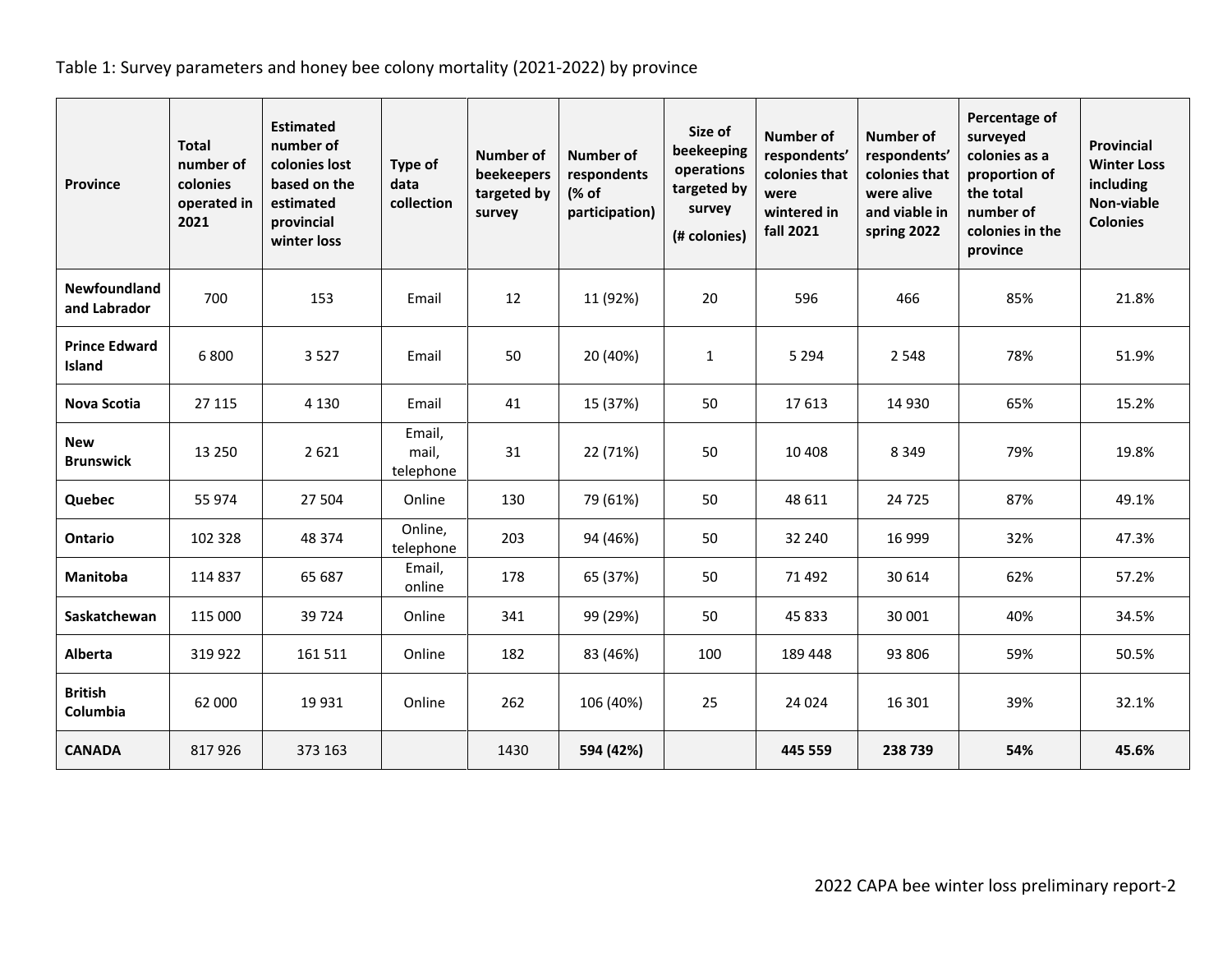Table 1: Survey parameters and honey bee colony mortality (2021-2022) by province

| Province | Total number of colonies operated in 2021 | Estimated number of colonies lost based on the estimated provincial winter loss | Type of data collection | Number of beekeepers targeted by survey | Number of respondents (% of participation) | Size of beekeeping operations targeted by survey (# colonies) | Number of respondents' colonies that were wintered in fall 2021 | Number of respondents' colonies that were alive and viable in spring 2022 | Percentage of surveyed colonies as a proportion of the total number of colonies in the province | Provincial Winter Loss including Non-viable Colonies |
|---|---|---|---|---|---|---|---|---|---|---|
| **Newfoundland and Labrador** | 700 | 153 | Email | 12 | 11 (92%) | 20 | 596 | 466 | 85% | 21.8% |
| **Prince Edward Island** | 6 800 | 3 527 | Email | 50 | 20 (40%) | 1 | 5 294 | 2 548 | 78% | 51.9% |
| **Nova Scotia** | 27 115 | 4 130 | Email | 41 | 15 (37%) | 50 | 17 613 | 14 930 | 65% | 15.2% |
| **New Brunswick** | 13 250 | 2 621 | Email, mail, telephone | 31 | 22 (71%) | 50 | 10 408 | 8 349 | 79% | 19.8% |
| **Quebec** | 55 974 | 27 504 | Online | 130 | 79 (61%) | 50 | 48 611 | 24 725 | 87% | 49.1% |
| **Ontario** | 102 328 | 48 374 | Online, telephone | 203 | 94 (46%) | 50 | 32 240 | 16 999 | 32% | 47.3% |
| **Manitoba** | 114 837 | 65 687 | Email, online | 178 | 65 (37%) | 50 | 71 492 | 30 614 | 62% | 57.2% |
| **Saskatchewan** | 115 000 | 39 724 | Online | 341 | 99 (29%) | 50 | 45 833 | 30 001 | 40% | 34.5% |
| **Alberta** | 319 922 | 161 511 | Online | 182 | 83 (46%) | 100 | 189 448 | 93 806 | 59% | 50.5% |
| **British Columbia** | 62 000 | 19 931 | Online | 262 | 106 (40%) | 25 | 24 024 | 16 301 | 39% | 32.1% |
| **CANADA** | 817 926 | 373 163 | | 1430 | **594 (42%)** | | **445 559** | **238 739** | **54%** | **45.6%** |